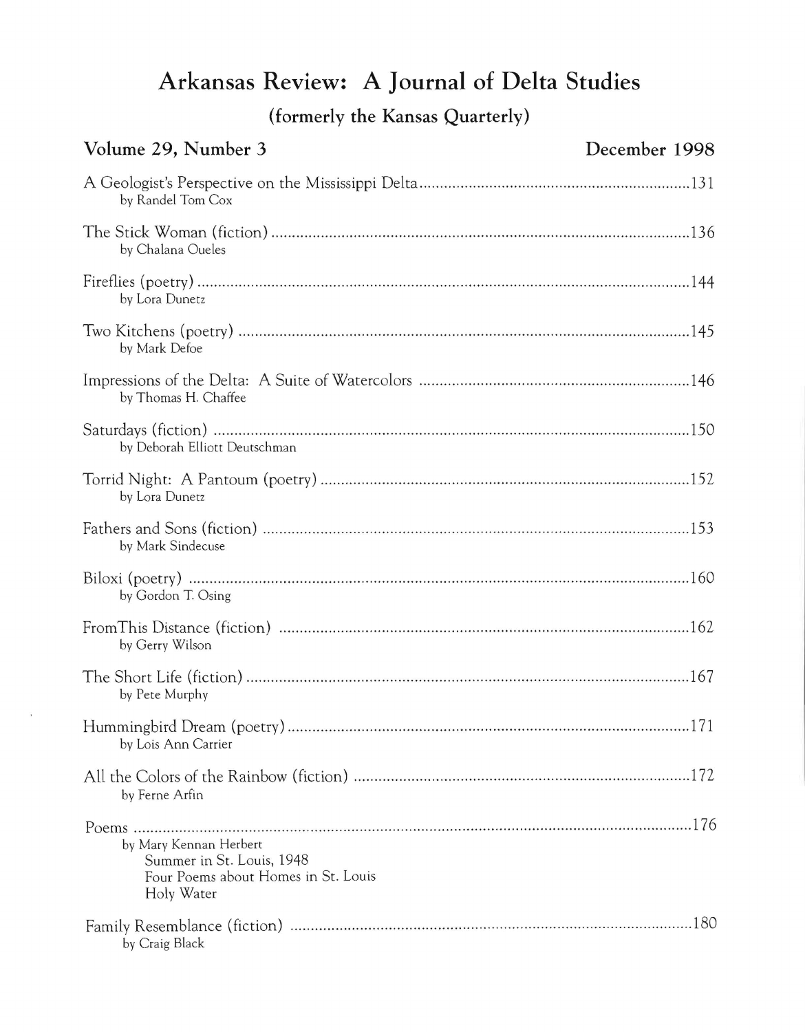# Arkansas Review: A Journal of Delta Studies

### (formerly the Kansas Quarterly)

## Volume 29, Number 3 — December 1998

A Geologist's Perspective on the Mississippi Delta ........ 131
by Randel Tom Cox

The Stick Woman (fiction) ........ 136
by Chalana Oueles

Fireflies (poetry) ........ 144
by Lora Dunetz

Two Kitchens (poetry) ........ 145
by Mark Defoe

Impressions of the Delta: A Suite of Watercolors ........ 146
by Thomas H. Chaffee

Saturdays (fiction) ........ 150
by Deborah Elliott Deutschman

Torrid Night: A Pantoum (poetry) ........ 152
by Lora Dunetz

Fathers and Sons (fiction) ........ 153
by Mark Sindecuse

Biloxi (poetry) ........ 160
by Gordon T. Osing

FromThis Distance (fiction) ........ 162
by Gerry Wilson

The Short Life (fiction) ........ 167
by Pete Murphy

Hummingbird Dream (poetry) ........ 171
by Lois Ann Carrier

All the Colors of the Rainbow (fiction) ........ 172
by Ferne Arfin

Poems ........ 176
by Mary Kennan Herbert
- Summer in St. Louis, 1948
- Four Poems about Homes in St. Louis
- Holy Water

Family Resemblance (fiction) ........ 180
by Craig Black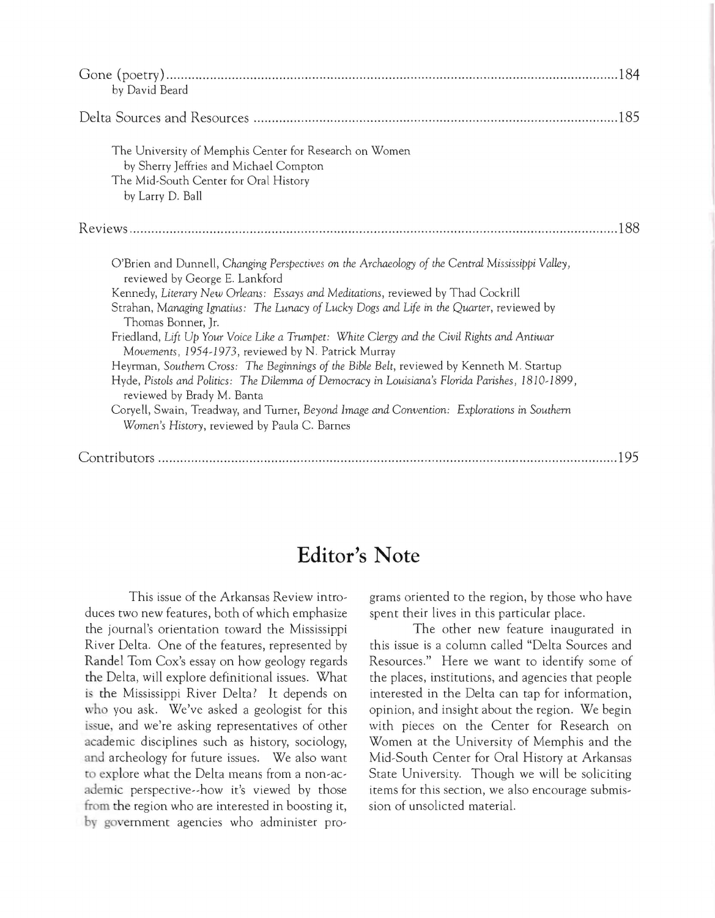Gone (poetry) ........ 184
by David Beard

Delta Sources and Resources ........ 185

The University of Memphis Center for Research on Women
by Sherry Jeffries and Michael Compton
The Mid-South Center for Oral History
by Larry D. Ball

Reviews ........ 188

O'Brien and Dunnell, *Changing Perspectives on the Archaeology of the Central Mississippi Valley*, reviewed by George E. Lankford
Kennedy, *Literary New Orleans: Essays and Meditations*, reviewed by Thad Cockrill
Strahan, *Managing Ignatius: The Lunacy of Lucky Dogs and Life in the Quarter*, reviewed by Thomas Bonner, Jr.
Friedland, *Lift Up Your Voice Like a Trumpet: White Clergy and the Civil Rights and Antiwar Movements, 1954-1973*, reviewed by N. Patrick Murray
Heyrman, *Southern Cross: The Beginnings of the Bible Belt*, reviewed by Kenneth M. Startup
Hyde, *Pistols and Politics: The Dilemma of Democracy in Louisiana's Florida Parishes, 1810-1899*, reviewed by Brady M. Banta
Coryell, Swain, Treadway, and Turner, *Beyond Image and Convention: Explorations in Southern Women's History*, reviewed by Paula C. Barnes

Contributors ........ 195

## Editor's Note

This issue of the Arkansas Review introduces two new features, both of which emphasize the journal's orientation toward the Mississippi River Delta. One of the features, represented by Randel Tom Cox's essay on how geology regards the Delta, will explore definitional issues. What is the Mississippi River Delta? It depends on who you ask. We've asked a geologist for this issue, and we're asking representatives of other academic disciplines such as history, sociology, and archeology for future issues. We also want to explore what the Delta means from a non-academic perspective--how it's viewed by those from the region who are interested in boosting it, by government agencies who administer programs oriented to the region, by those who have spent their lives in this particular place.

The other new feature inaugurated in this issue is a column called "Delta Sources and Resources." Here we want to identify some of the places, institutions, and agencies that people interested in the Delta can tap for information, opinion, and insight about the region. We begin with pieces on the Center for Research on Women at the University of Memphis and the Mid-South Center for Oral History at Arkansas State University. Though we will be soliciting items for this section, we also encourage submission of unsolicted material.